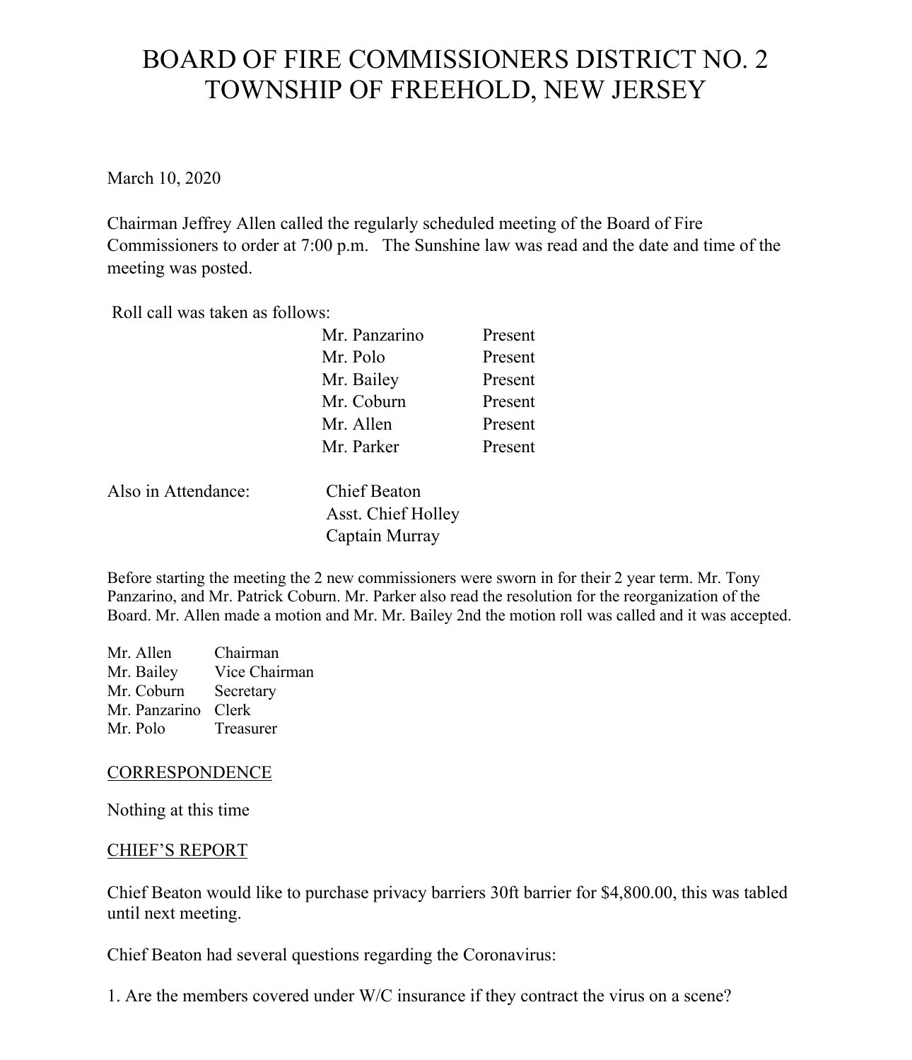# BOARD OF FIRE COMMISSIONERS DISTRICT NO. 2
# TOWNSHIP OF FREEHOLD, NEW JERSEY

March 10, 2020

Chairman Jeffrey Allen called the regularly scheduled meeting of the Board of Fire Commissioners to order at 7:00 p.m. The Sunshine law was read and the date and time of the meeting was posted.

Roll call was taken as follows:

| | |
|---|---|
| Mr. Panzarino | Present |
| Mr. Polo | Present |
| Mr. Bailey | Present |
| Mr. Coburn | Present |
| Mr. Allen | Present |
| Mr. Parker | Present |

Also in Attendance:
Chief Beaton
Asst. Chief Holley
Captain Murray

Before starting the meeting the 2 new commissioners were sworn in for their 2 year term. Mr. Tony Panzarino, and Mr. Patrick Coburn. Mr. Parker also read the resolution for the reorganization of the Board. Mr. Allen made a motion and Mr. Mr. Bailey 2nd the motion roll was called and it was accepted.

| | |
|---|---|
| Mr. Allen | Chairman |
| Mr. Bailey | Vice Chairman |
| Mr. Coburn | Secretary |
| Mr. Panzarino | Clerk |
| Mr. Polo | Treasurer |

CORRESPONDENCE

Nothing at this time

CHIEF'S REPORT

Chief Beaton would like to purchase privacy barriers 30ft barrier for $4,800.00, this was tabled until next meeting.

Chief Beaton had several questions regarding the Coronavirus:

1. Are the members covered under W/C insurance if they contract the virus on a scene?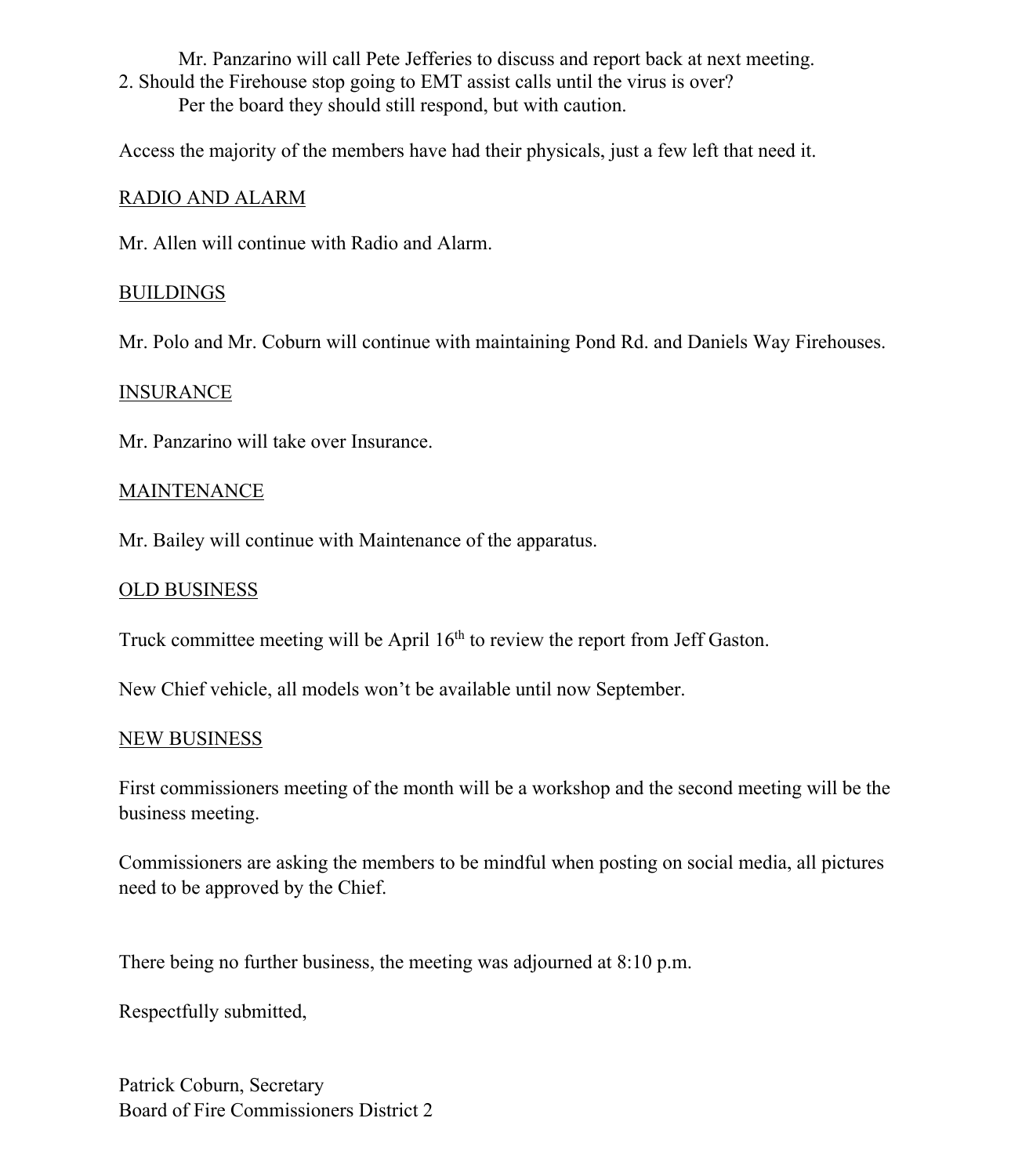Mr. Panzarino will call Pete Jefferies to discuss and report back at next meeting.

2. Should the Firehouse stop going to EMT assist calls until the virus is over?

Per the board they should still respond, but with caution.

Access the majority of the members have had their physicals, just a few left that need it.

## RADIO AND ALARM

Mr. Allen will continue with Radio and Alarm.

## BUILDINGS

Mr. Polo and Mr. Coburn will continue with maintaining Pond Rd. and Daniels Way Firehouses.

## INSURANCE

Mr. Panzarino will take over Insurance.

## MAINTENANCE

Mr. Bailey will continue with Maintenance of the apparatus.

## OLD BUSINESS

Truck committee meeting will be April 16th to review the report from Jeff Gaston.

New Chief vehicle, all models won't be available until now September.

## NEW BUSINESS

First commissioners meeting of the month will be a workshop and the second meeting will be the business meeting.

Commissioners are asking the members to be mindful when posting on social media, all pictures need to be approved by the Chief.

There being no further business, the meeting was adjourned at 8:10 p.m.

Respectfully submitted,

Patrick Coburn, Secretary
Board of Fire Commissioners District 2